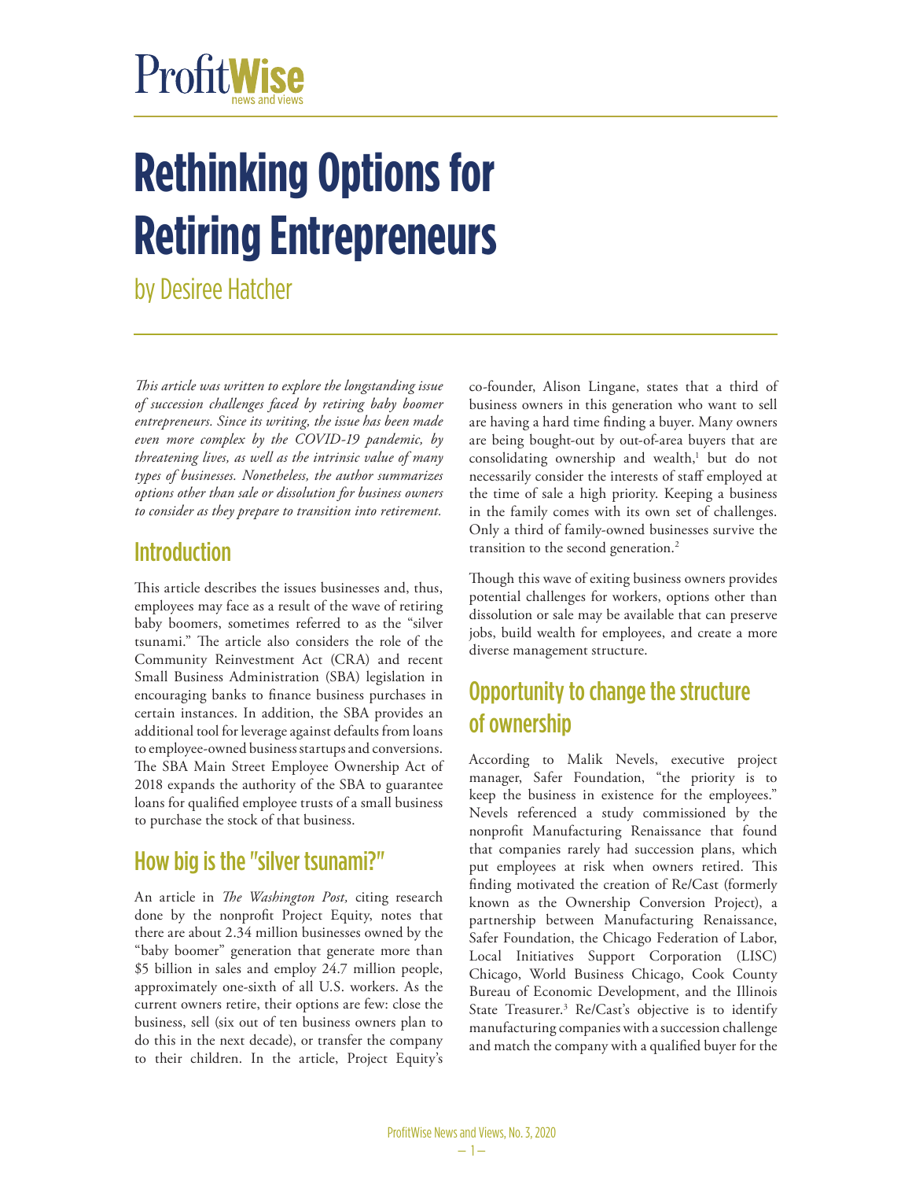ProfitWise news and views

# Rethinking Options for Retiring Entrepreneurs

by Desiree Hatcher

*This article was written to explore the longstanding issue of succession challenges faced by retiring baby boomer entrepreneurs. Since its writing, the issue has been made even more complex by the COVID-19 pandemic, by threatening lives, as well as the intrinsic value of many types of businesses. Nonetheless, the author summarizes options other than sale or dissolution for business owners to consider as they prepare to transition into retirement.*

## Introduction

This article describes the issues businesses and, thus, employees may face as a result of the wave of retiring baby boomers, sometimes referred to as the "silver tsunami." The article also considers the role of the Community Reinvestment Act (CRA) and recent Small Business Administration (SBA) legislation in encouraging banks to finance business purchases in certain instances. In addition, the SBA provides an additional tool for leverage against defaults from loans to employee-owned business startups and conversions. The SBA Main Street Employee Ownership Act of 2018 expands the authority of the SBA to guarantee loans for qualified employee trusts of a small business to purchase the stock of that business.

## How big is the "silver tsunami?"

An article in *The Washington Post,* citing research done by the nonprofit Project Equity, notes that there are about 2.34 million businesses owned by the "baby boomer" generation that generate more than $5 billion in sales and employ 24.7 million people, approximately one-sixth of all U.S. workers. As the current owners retire, their options are few: close the business, sell (six out of ten business owners plan to do this in the next decade), or transfer the company to their children. In the article, Project Equity's co-founder, Alison Lingane, states that a third of business owners in this generation who want to sell are having a hard time finding a buyer. Many owners are being bought-out by out-of-area buyers that are consolidating ownership and wealth,[1] but do not necessarily consider the interests of staff employed at the time of sale a high priority. Keeping a business in the family comes with its own set of challenges. Only a third of family-owned businesses survive the transition to the second generation.[2]

Though this wave of exiting business owners provides potential challenges for workers, options other than dissolution or sale may be available that can preserve jobs, build wealth for employees, and create a more diverse management structure.

## Opportunity to change the structure of ownership

According to Malik Nevels, executive project manager, Safer Foundation, "the priority is to keep the business in existence for the employees." Nevels referenced a study commissioned by the nonprofit Manufacturing Renaissance that found that companies rarely had succession plans, which put employees at risk when owners retired. This finding motivated the creation of Re/Cast (formerly known as the Ownership Conversion Project), a partnership between Manufacturing Renaissance, Safer Foundation, the Chicago Federation of Labor, Local Initiatives Support Corporation (LISC) Chicago, World Business Chicago, Cook County Bureau of Economic Development, and the Illinois State Treasurer.[3] Re/Cast's objective is to identify manufacturing companies with a succession challenge and match the company with a qualified buyer for the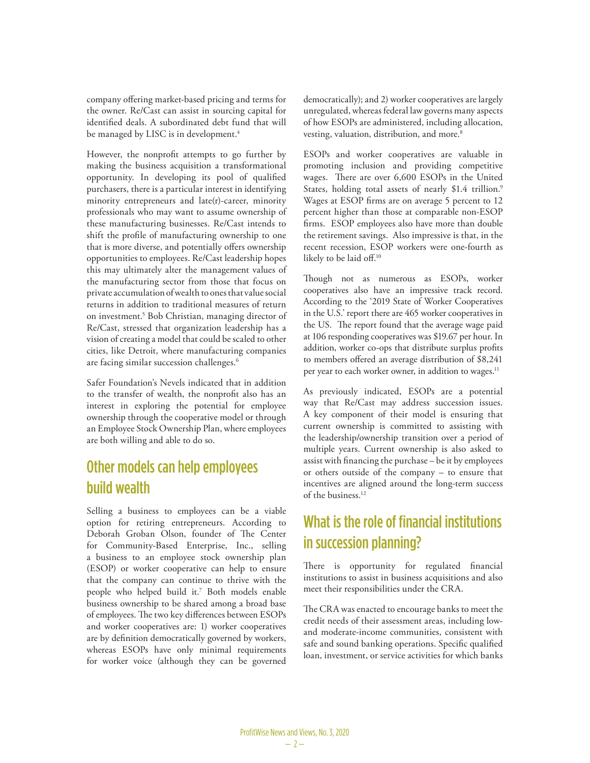company offering market-based pricing and terms for the owner. Re/Cast can assist in sourcing capital for identified deals. A subordinated debt fund that will be managed by LISC is in development.[4]

However, the nonprofit attempts to go further by making the business acquisition a transformational opportunity. In developing its pool of qualified purchasers, there is a particular interest in identifying minority entrepreneurs and late(r)-career, minority professionals who may want to assume ownership of these manufacturing businesses. Re/Cast intends to shift the profile of manufacturing ownership to one that is more diverse, and potentially offers ownership opportunities to employees. Re/Cast leadership hopes this may ultimately alter the management values of the manufacturing sector from those that focus on private accumulation of wealth to ones that value social returns in addition to traditional measures of return on investment.[5] Bob Christian, managing director of Re/Cast, stressed that organization leadership has a vision of creating a model that could be scaled to other cities, like Detroit, where manufacturing companies are facing similar succession challenges.[6]

Safer Foundation's Nevels indicated that in addition to the transfer of wealth, the nonprofit also has an interest in exploring the potential for employee ownership through the cooperative model or through an Employee Stock Ownership Plan, where employees are both willing and able to do so.

## Other models can help employees build wealth

Selling a business to employees can be a viable option for retiring entrepreneurs. According to Deborah Groban Olson, founder of The Center for Community-Based Enterprise, Inc., selling a business to an employee stock ownership plan (ESOP) or worker cooperative can help to ensure that the company can continue to thrive with the people who helped build it.[7] Both models enable business ownership to be shared among a broad base of employees. The two key differences between ESOPs and worker cooperatives are: 1) worker cooperatives are by definition democratically governed by workers, whereas ESOPs have only minimal requirements for worker voice (although they can be governed democratically); and 2) worker cooperatives are largely unregulated, whereas federal law governs many aspects of how ESOPs are administered, including allocation, vesting, valuation, distribution, and more.[8]

ESOPs and worker cooperatives are valuable in promoting inclusion and providing competitive wages. There are over 6,600 ESOPs in the United States, holding total assets of nearly $1.4 trillion.[9] Wages at ESOP firms are on average 5 percent to 12 percent higher than those at comparable non-ESOP firms. ESOP employees also have more than double the retirement savings. Also impressive is that, in the recent recession, ESOP workers were one-fourth as likely to be laid off.[10]

Though not as numerous as ESOPs, worker cooperatives also have an impressive track record. According to the '2019 State of Worker Cooperatives in the U.S.' report there are 465 worker cooperatives in the US. The report found that the average wage paid at 106 responding cooperatives was $19.67 per hour. In addition, worker co-ops that distribute surplus profits to members offered an average distribution of $8,241 per year to each worker owner, in addition to wages.[11]

As previously indicated, ESOPs are a potential way that Re/Cast may address succession issues. A key component of their model is ensuring that current ownership is committed to assisting with the leadership/ownership transition over a period of multiple years. Current ownership is also asked to assist with financing the purchase – be it by employees or others outside of the company – to ensure that incentives are aligned around the long-term success of the business.[12]

## What is the role of financial institutions in succession planning?

There is opportunity for regulated financial institutions to assist in business acquisitions and also meet their responsibilities under the CRA.

The CRA was enacted to encourage banks to meet the credit needs of their assessment areas, including low- and moderate-income communities, consistent with safe and sound banking operations. Specific qualified loan, investment, or service activities for which banks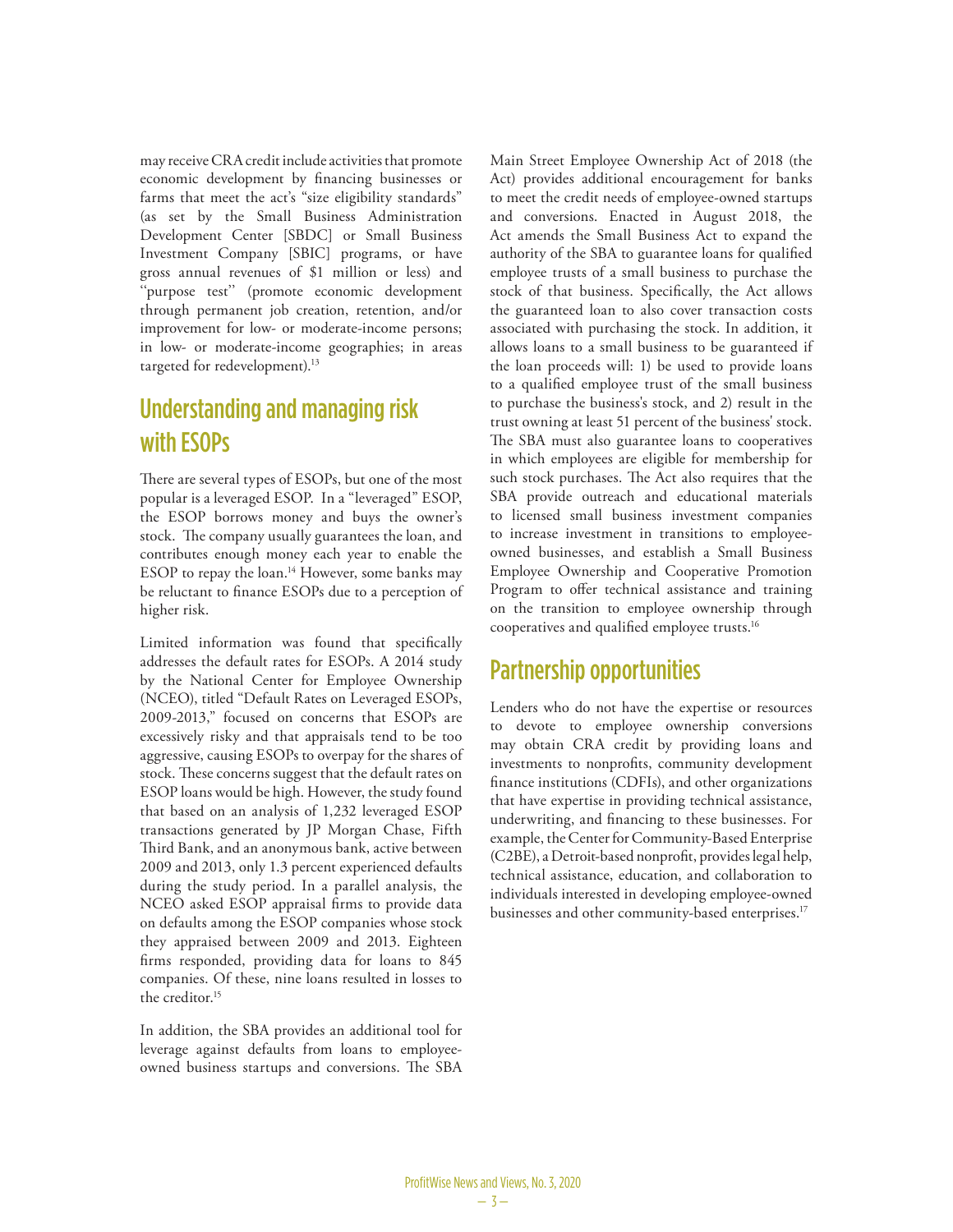may receive CRA credit include activities that promote economic development by financing businesses or farms that meet the act's "size eligibility standards" (as set by the Small Business Administration Development Center [SBDC] or Small Business Investment Company [SBIC] programs, or have gross annual revenues of $1 million or less) and "purpose test" (promote economic development through permanent job creation, retention, and/or improvement for low- or moderate-income persons; in low- or moderate-income geographies; in areas targeted for redevelopment).[13]

## Understanding and managing risk with ESOPs

There are several types of ESOPs, but one of the most popular is a leveraged ESOP. In a "leveraged" ESOP, the ESOP borrows money and buys the owner's stock. The company usually guarantees the loan, and contributes enough money each year to enable the ESOP to repay the loan.[14] However, some banks may be reluctant to finance ESOPs due to a perception of higher risk.

Limited information was found that specifically addresses the default rates for ESOPs. A 2014 study by the National Center for Employee Ownership (NCEO), titled "Default Rates on Leveraged ESOPs, 2009-2013," focused on concerns that ESOPs are excessively risky and that appraisals tend to be too aggressive, causing ESOPs to overpay for the shares of stock. These concerns suggest that the default rates on ESOP loans would be high. However, the study found that based on an analysis of 1,232 leveraged ESOP transactions generated by JP Morgan Chase, Fifth Third Bank, and an anonymous bank, active between 2009 and 2013, only 1.3 percent experienced defaults during the study period. In a parallel analysis, the NCEO asked ESOP appraisal firms to provide data on defaults among the ESOP companies whose stock they appraised between 2009 and 2013. Eighteen firms responded, providing data for loans to 845 companies. Of these, nine loans resulted in losses to the creditor.[15]

In addition, the SBA provides an additional tool for leverage against defaults from loans to employee-owned business startups and conversions. The SBA Main Street Employee Ownership Act of 2018 (the Act) provides additional encouragement for banks to meet the credit needs of employee-owned startups and conversions. Enacted in August 2018, the Act amends the Small Business Act to expand the authority of the SBA to guarantee loans for qualified employee trusts of a small business to purchase the stock of that business. Specifically, the Act allows the guaranteed loan to also cover transaction costs associated with purchasing the stock. In addition, it allows loans to a small business to be guaranteed if the loan proceeds will: 1) be used to provide loans to a qualified employee trust of the small business to purchase the business's stock, and 2) result in the trust owning at least 51 percent of the business' stock. The SBA must also guarantee loans to cooperatives in which employees are eligible for membership for such stock purchases. The Act also requires that the SBA provide outreach and educational materials to licensed small business investment companies to increase investment in transitions to employee-owned businesses, and establish a Small Business Employee Ownership and Cooperative Promotion Program to offer technical assistance and training on the transition to employee ownership through cooperatives and qualified employee trusts.[16]

## Partnership opportunities

Lenders who do not have the expertise or resources to devote to employee ownership conversions may obtain CRA credit by providing loans and investments to nonprofits, community development finance institutions (CDFIs), and other organizations that have expertise in providing technical assistance, underwriting, and financing to these businesses. For example, the Center for Community-Based Enterprise (C2BE), a Detroit-based nonprofit, provides legal help, technical assistance, education, and collaboration to individuals interested in developing employee-owned businesses and other community-based enterprises.[17]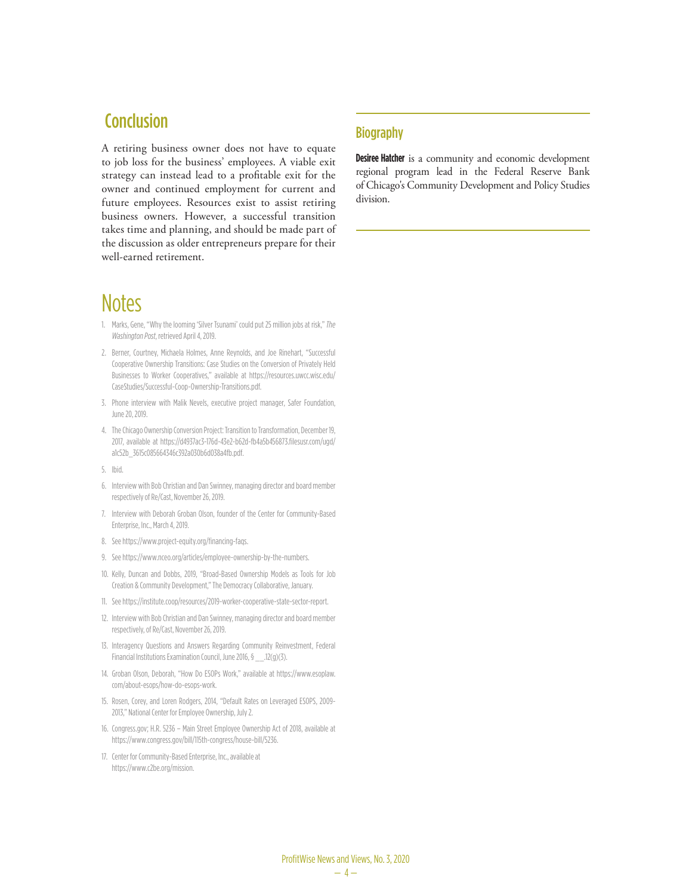## Conclusion

A retiring business owner does not have to equate to job loss for the business' employees. A viable exit strategy can instead lead to a profitable exit for the owner and continued employment for current and future employees. Resources exist to assist retiring business owners. However, a successful transition takes time and planning, and should be made part of the discussion as older entrepreneurs prepare for their well-earned retirement.

## Notes

1. Marks, Gene, "Why the looming 'Silver Tsunami' could put 25 million jobs at risk," *The Washington Post*, retrieved April 4, 2019.
2. Berner, Courtney, Michaela Holmes, Anne Reynolds, and Joe Rinehart, "Successful Cooperative Ownership Transitions: Case Studies on the Conversion of Privately Held Businesses to Worker Cooperatives," available at https://resources.uwcc.wisc.edu/CaseStudies/Successful-Coop-Ownership-Transitions.pdf.
3. Phone interview with Malik Nevels, executive project manager, Safer Foundation, June 20, 2019.
4. The Chicago Ownership Conversion Project: Transition to Transformation, December 19, 2017, available at https://d4937ac3-176d-43e2-b62d-fb4a5b456873.filesusr.com/ugd/a1c52b_3615c085664346c392a030b6d038a4fb.pdf.
5. Ibid.
6. Interview with Bob Christian and Dan Swinney, managing director and board member respectively of Re/Cast, November 26, 2019.
7. Interview with Deborah Groban Olson, founder of the Center for Community-Based Enterprise, Inc., March 4, 2019.
8. See https://www.project-equity.org/financing-faqs.
9. See https://www.nceo.org/articles/employee-ownership-by-the-numbers.
10. Kelly, Duncan and Dobbs, 2019, "Broad-Based Ownership Models as Tools for Job Creation & Community Development," The Democracy Collaborative, January.
11. See https://institute.coop/resources/2019-worker-cooperative-state-sector-report.
12. Interview with Bob Christian and Dan Swinney, managing director and board member respectively, of Re/Cast, November 26, 2019.
13. Interagency Questions and Answers Regarding Community Reinvestment, Federal Financial Institutions Examination Council, June 2016, § __.12(g)(3).
14. Groban Olson, Deborah, "How Do ESOPs Work," available at https://www.esoplaw.com/about-esops/how-do-esops-work.
15. Rosen, Corey, and Loren Rodgers, 2014, "Default Rates on Leveraged ESOPS, 2009-2013," National Center for Employee Ownership, July 2.
16. Congress.gov; H.R. 5236 – Main Street Employee Ownership Act of 2018, available at https://www.congress.gov/bill/115th-congress/house-bill/5236.
17. Center for Community-Based Enterprise, Inc., available at https://www.c2be.org/mission.

## Biography

**Desiree Hatcher** is a community and economic development regional program lead in the Federal Reserve Bank of Chicago's Community Development and Policy Studies division.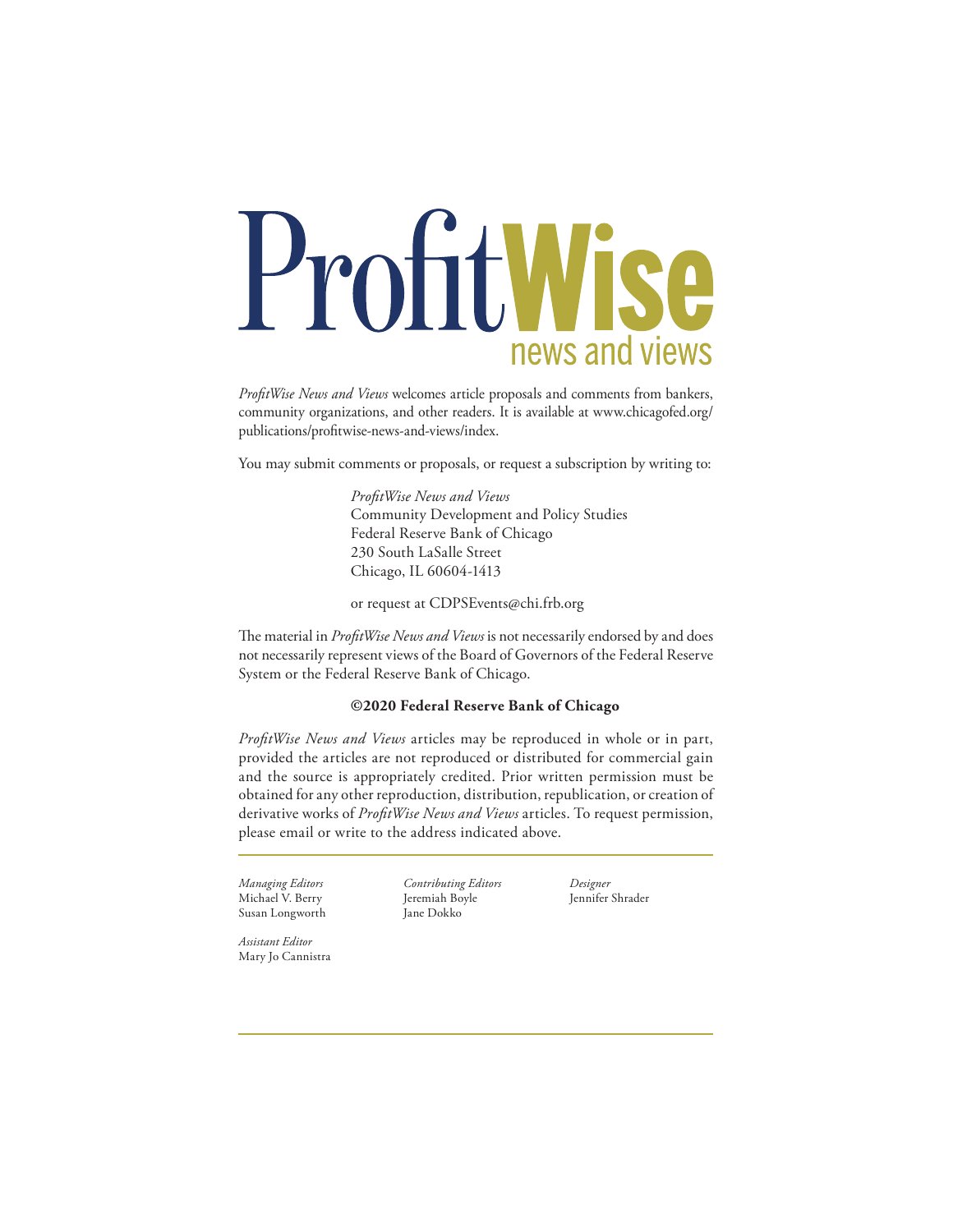# ProfitWise news and views

*ProfitWise News and Views* welcomes article proposals and comments from bankers, community organizations, and other readers. It is available at www.chicagofed.org/publications/profitwise-news-and-views/index.

You may submit comments or proposals, or request a subscription by writing to:

> *ProfitWise News and Views*
> Community Development and Policy Studies
> Federal Reserve Bank of Chicago
> 230 South LaSalle Street
> Chicago, IL 60604-1413
>
> or request at CDPSEvents@chi.frb.org

The material in *ProfitWise News and Views* is not necessarily endorsed by and does not necessarily represent views of the Board of Governors of the Federal Reserve System or the Federal Reserve Bank of Chicago.

**©2020 Federal Reserve Bank of Chicago**

*ProfitWise News and Views* articles may be reproduced in whole or in part, provided the articles are not reproduced or distributed for commercial gain and the source is appropriately credited. Prior written permission must be obtained for any other reproduction, distribution, republication, or creation of derivative works of *ProfitWise News and Views* articles. To request permission, please email or write to the address indicated above.

---

*Managing Editors*
Michael V. Berry
Susan Longworth

*Contributing Editors*
Jeremiah Boyle
Jane Dokko

*Designer*
Jennifer Shrader

*Assistant Editor*
Mary Jo Cannistra